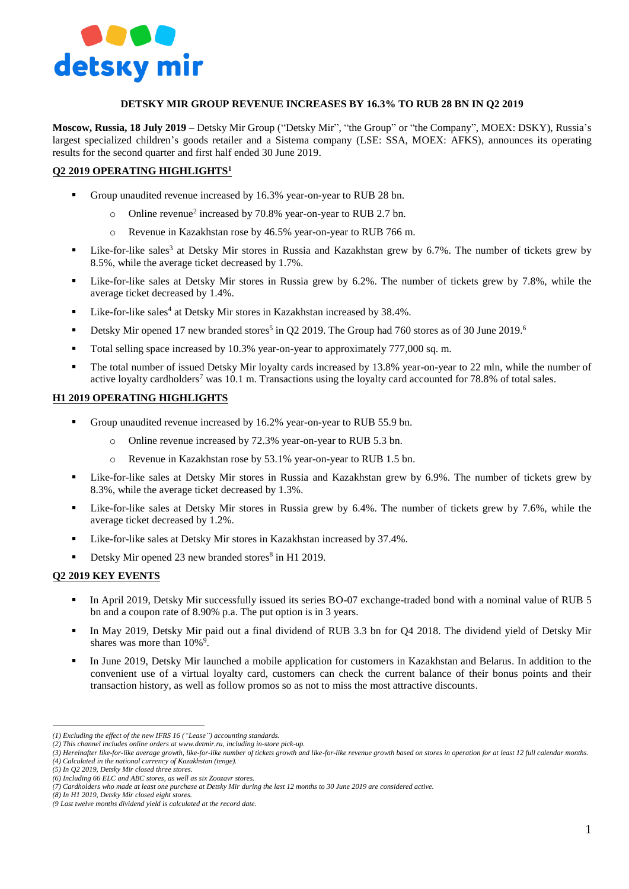**DETSKY MIR GROUP REVENUE INCREASES BY 16.3% TO RUB 28 BN IN Q2 2019**

**Moscow, Russia, 18 July 2019 –** Detsky Mir Group ("Detsky Mir", "the Group" or "the Company", MOEX: DSKY), Russia's largest specialized children's goods retailer and a Sistema company (LSE: SSA, MOEX: AFKS), announces its operating results for the second quarter and first half ended 30 June 2019.

## Q2 2019 OPERATING HIGHLIGHTS[1]

- Group unaudited revenue increased by 16.3% year-on-year to RUB 28 bn.
  - Online revenue[2] increased by 70.8% year-on-year to RUB 2.7 bn.
  - Revenue in Kazakhstan rose by 46.5% year-on-year to RUB 766 m.
- Like-for-like sales[3] at Detsky Mir stores in Russia and Kazakhstan grew by 6.7%. The number of tickets grew by 8.5%, while the average ticket decreased by 1.7%.
- Like-for-like sales at Detsky Mir stores in Russia grew by 6.2%. The number of tickets grew by 7.8%, while the average ticket decreased by 1.4%.
- Like-for-like sales[4] at Detsky Mir stores in Kazakhstan increased by 38.4%.
- Detsky Mir opened 17 new branded stores[5] in Q2 2019. The Group had 760 stores as of 30 June 2019.[6]
- Total selling space increased by 10.3% year-on-year to approximately 777,000 sq. m.
- The total number of issued Detsky Mir loyalty cards increased by 13.8% year-on-year to 22 mln, while the number of active loyalty cardholders[7] was 10.1 m. Transactions using the loyalty card accounted for 78.8% of total sales.

## H1 2019 OPERATING HIGHLIGHTS

- Group unaudited revenue increased by 16.2% year-on-year to RUB 55.9 bn.
  - Online revenue increased by 72.3% year-on-year to RUB 5.3 bn.
  - Revenue in Kazakhstan rose by 53.1% year-on-year to RUB 1.5 bn.
- Like-for-like sales at Detsky Mir stores in Russia and Kazakhstan grew by 6.9%. The number of tickets grew by 8.3%, while the average ticket decreased by 1.3%.
- Like-for-like sales at Detsky Mir stores in Russia grew by 6.4%. The number of tickets grew by 7.6%, while the average ticket decreased by 1.2%.
- Like-for-like sales at Detsky Mir stores in Kazakhstan increased by 37.4%.
- Detsky Mir opened 23 new branded stores[8] in H1 2019.

## Q2 2019 KEY EVENTS

- In April 2019, Detsky Mir successfully issued its series BO-07 exchange-traded bond with a nominal value of RUB 5 bn and a coupon rate of 8.90% p.a. The put option is in 3 years.
- In May 2019, Detsky Mir paid out a final dividend of RUB 3.3 bn for Q4 2018. The dividend yield of Detsky Mir shares was more than 10%[9].
- In June 2019, Detsky Mir launched a mobile application for customers in Kazakhstan and Belarus. In addition to the convenient use of a virtual loyalty card, customers can check the current balance of their bonus points and their transaction history, as well as follow promos so as not to miss the most attractive discounts.

---

*(1) Excluding the effect of the new IFRS 16 ("Lease") accounting standards.*
*(2) This channel includes online orders at www.detmir.ru, including in-store pick-up.*
*(3) Hereinafter like-for-like average growth, like-for-like number of tickets growth and like-for-like revenue growth based on stores in operation for at least 12 full calendar months.*
*(4) Calculated in the national currency of Kazakhstan (tenge).*
*(5) In Q2 2019, Detsky Mir closed three stores.*
*(6) Including 66 ELC and ABC stores, as well as six Zoozavr stores.*
*(7) Cardholders who made at least one purchase at Detsky Mir during the last 12 months to 30 June 2019 are considered active.*
*(8) In H1 2019, Detsky Mir closed eight stores.*
*(9 Last twelve months dividend yield is calculated at the record date.*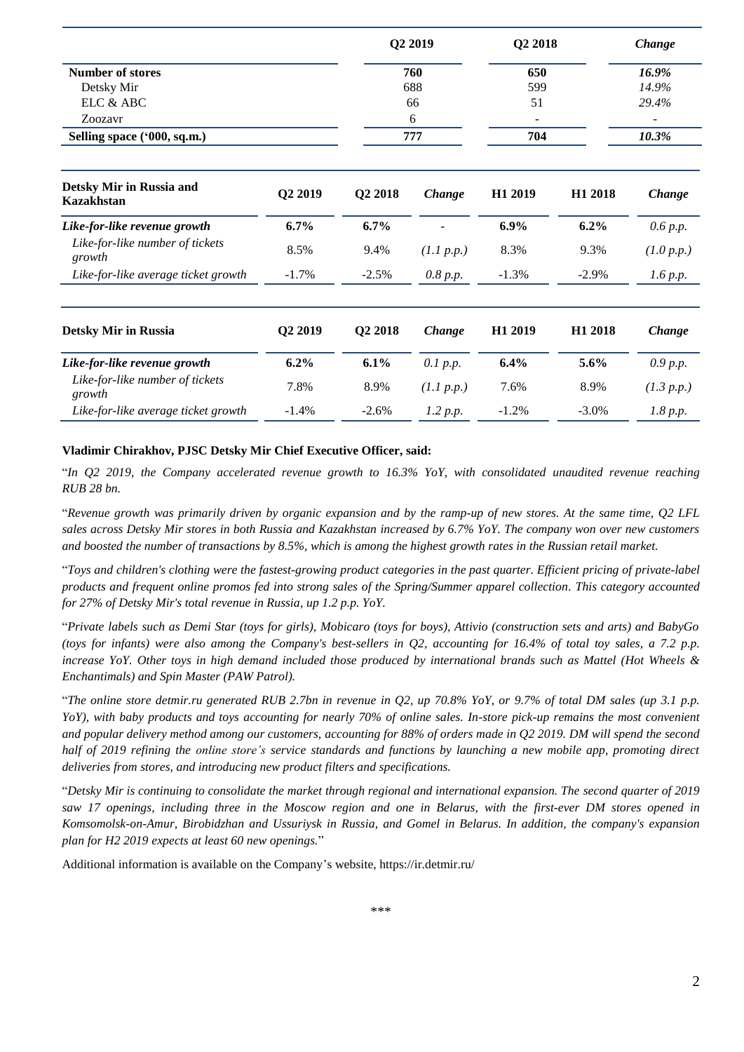| | Q2 2019 | Q2 2018 | *Change* |
|---|---|---|---|
| **Number of stores** | **760** | **650** | ***16.9%*** |
| Detsky Mir | 688 | 599 | *14.9%* |
| ELC & ABC | 66 | 51 | *29.4%* |
| Zoozavr | 6 | - | - |
| **Selling space ('000, sq.m.)** | **777** | **704** | ***10.3%*** |

| **Detsky Mir in Russia and Kazakhstan** | **Q2 2019** | **Q2 2018** | ***Change*** | **H1 2019** | **H1 2018** | ***Change*** |
|---|---|---|---|---|---|---|
| ***Like-for-like revenue growth*** | **6.7%** | **6.7%** | - | **6.9%** | **6.2%** | *0.6 p.p.* |
| *Like-for-like number of tickets growth* | 8.5% | 9.4% | *(1.1 p.p.)* | 8.3% | 9.3% | *(1.0 p.p.)* |
| *Like-for-like average ticket growth* | -1.7% | -2.5% | *0.8 p.p.* | -1.3% | -2.9% | *1.6 p.p.* |

| **Detsky Mir in Russia** | **Q2 2019** | **Q2 2018** | ***Change*** | **H1 2019** | **H1 2018** | ***Change*** |
|---|---|---|---|---|---|---|
| ***Like-for-like revenue growth*** | **6.2%** | **6.1%** | *0.1 p.p.* | **6.4%** | **5.6%** | *0.9 p.p.* |
| *Like-for-like number of tickets growth* | 7.8% | 8.9% | *(1.1 p.p.)* | 7.6% | 8.9% | *(1.3 p.p.)* |
| *Like-for-like average ticket growth* | -1.4% | -2.6% | *1.2 p.p.* | -1.2% | -3.0% | *1.8 p.p.* |

**Vladimir Chirakhov, PJSC Detsky Mir Chief Executive Officer, said:**

"*In Q2 2019, the Company accelerated revenue growth to 16.3% YoY, with consolidated unaudited revenue reaching RUB 28 bn.*

"*Revenue growth was primarily driven by organic expansion and by the ramp-up of new stores. At the same time, Q2 LFL sales across Detsky Mir stores in both Russia and Kazakhstan increased by 6.7% YoY. The company won over new customers and boosted the number of transactions by 8.5%, which is among the highest growth rates in the Russian retail market.*

"*Toys and children's clothing were the fastest-growing product categories in the past quarter. Efficient pricing of private-label products and frequent online promos fed into strong sales of the Spring/Summer apparel collection. This category accounted for 27% of Detsky Mir's total revenue in Russia, up 1.2 p.p. YoY.*

"*Private labels such as Demi Star (toys for girls), Mobicaro (toys for boys), Attivio (construction sets and arts) and BabyGo (toys for infants) were also among the Company's best-sellers in Q2, accounting for 16.4% of total toy sales, a 7.2 p.p. increase YoY. Other toys in high demand included those produced by international brands such as Mattel (Hot Wheels & Enchantimals) and Spin Master (PAW Patrol).*

"*The online store detmir.ru generated RUB 2.7bn in revenue in Q2, up 70.8% YoY, or 9.7% of total DM sales (up 3.1 p.p. YoY), with baby products and toys accounting for nearly 70% of online sales. In-store pick-up remains the most convenient and popular delivery method among our customers, accounting for 88% of orders made in Q2 2019. DM will spend the second half of 2019 refining the online store's service standards and functions by launching a new mobile app, promoting direct deliveries from stores, and introducing new product filters and specifications.*

"*Detsky Mir is continuing to consolidate the market through regional and international expansion. The second quarter of 2019 saw 17 openings, including three in the Moscow region and one in Belarus, with the first-ever DM stores opened in Komsomolsk-on-Amur, Birobidzhan and Ussuriysk in Russia, and Gomel in Belarus. In addition, the company's expansion plan for H2 2019 expects at least 60 new openings.*"

Additional information is available on the Company's website, https://ir.detmir.ru/

\*\*\*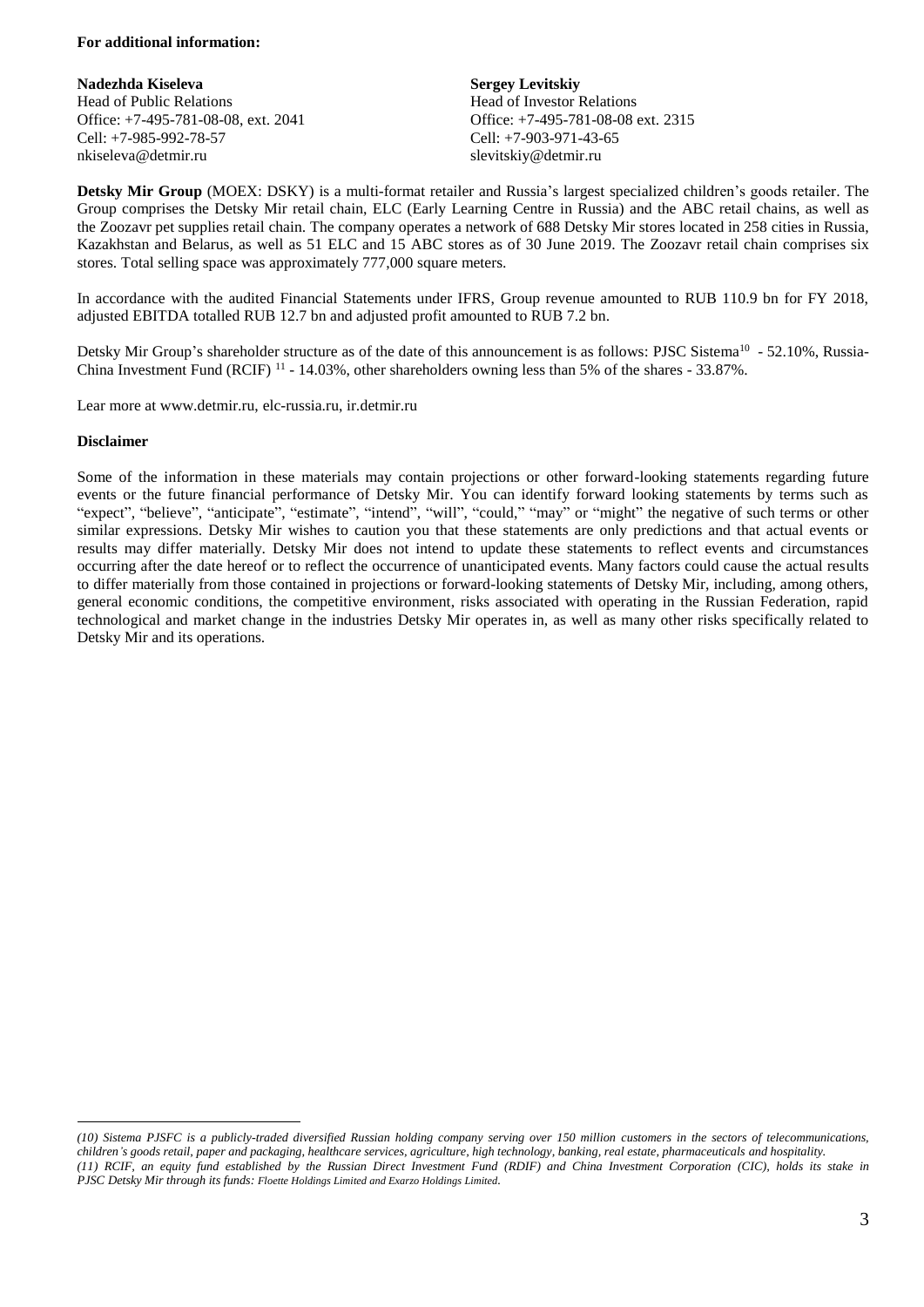**For additional information:**

**Nadezhda Kiseleva**
Head of Public Relations
Office: +7-495-781-08-08, ext. 2041
Cell: +7-985-992-78-57
nkiseleva@detmir.ru

**Sergey Levitskiy**
Head of Investor Relations
Office: +7-495-781-08-08 ext. 2315
Cell: +7-903-971-43-65
slevitskiy@detmir.ru

**Detsky Mir Group** (MOEX: DSKY) is a multi-format retailer and Russia's largest specialized children's goods retailer. The Group comprises the Detsky Mir retail chain, ELC (Early Learning Centre in Russia) and the ABC retail chains, as well as the Zoozavr pet supplies retail chain. The company operates a network of 688 Detsky Mir stores located in 258 cities in Russia, Kazakhstan and Belarus, as well as 51 ELC and 15 ABC stores as of 30 June 2019. The Zoozavr retail chain comprises six stores. Total selling space was approximately 777,000 square meters.

In accordance with the audited Financial Statements under IFRS, Group revenue amounted to RUB 110.9 bn for FY 2018, adjusted EBITDA totalled RUB 12.7 bn and adjusted profit amounted to RUB 7.2 bn.

Detsky Mir Group's shareholder structure as of the date of this announcement is as follows: PJSC Sistema[10] - 52.10%, Russia-China Investment Fund (RCIF) [11] - 14.03%, other shareholders owning less than 5% of the shares - 33.87%.

Lear more at www.detmir.ru, elc-russia.ru, ir.detmir.ru

**Disclaimer**

Some of the information in these materials may contain projections or other forward-looking statements regarding future events or the future financial performance of Detsky Mir. You can identify forward looking statements by terms such as "expect", "believe", "anticipate", "estimate", "intend", "will", "could," "may" or "might" the negative of such terms or other similar expressions. Detsky Mir wishes to caution you that these statements are only predictions and that actual events or results may differ materially. Detsky Mir does not intend to update these statements to reflect events and circumstances occurring after the date hereof or to reflect the occurrence of unanticipated events. Many factors could cause the actual results to differ materially from those contained in projections or forward-looking statements of Detsky Mir, including, among others, general economic conditions, the competitive environment, risks associated with operating in the Russian Federation, rapid technological and market change in the industries Detsky Mir operates in, as well as many other risks specifically related to Detsky Mir and its operations.

---

*(10) Sistema PJSFC is a publicly-traded diversified Russian holding company serving over 150 million customers in the sectors of telecommunications, children's goods retail, paper and packaging, healthcare services, agriculture, high technology, banking, real estate, pharmaceuticals and hospitality.*

*(11) RCIF, an equity fund established by the Russian Direct Investment Fund (RDIF) and China Investment Corporation (CIC), holds its stake in PJSC Detsky Mir through its funds: Floette Holdings Limited and Exarzo Holdings Limited.*